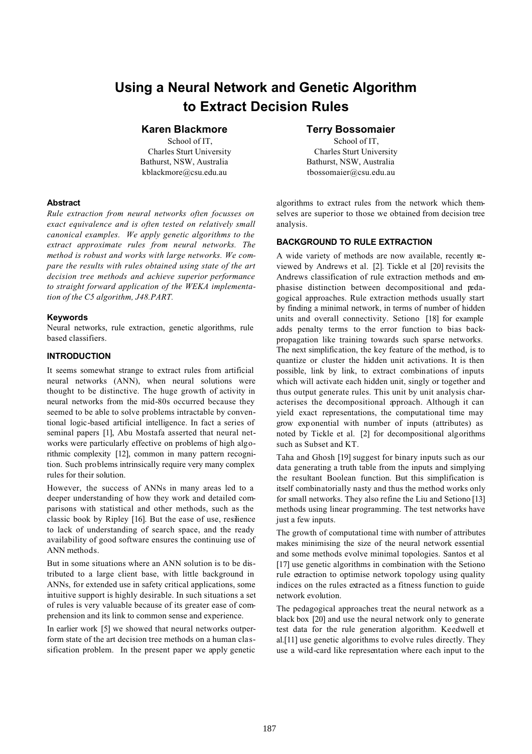# Using a Neural Network and Genetic Algorithm to Extract Decision Rules

**Karen Blackmore**
School of IT,
Charles Sturt University
Bathurst, NSW, Australia
kblackmore@csu.edu.au

**Terry Bossomaier**
School of IT,
Charles Sturt University
Bathurst, NSW, Australia
tbossomaier@csu.edu.au

### Abstract

*Rule extraction from neural networks often focusses on exact equivalence and is often tested on relatively small canonical examples. We apply genetic algorithms to the extract approximate rules from neural networks. The method is robust and works with large networks. We compare the results with rules obtained using state of the art decision tree methods and achieve superior performance to straight forward application of the WEKA implementation of the C5 algorithm, J48.PART.*

### Keywords

Neural networks, rule extraction, genetic algorithms, rule based classifiers.

### INTRODUCTION

It seems somewhat strange to extract rules from artificial neural networks (ANN), when neural solutions were thought to be distinctive. The huge growth of activity in neural networks from the mid-80s occurred because they seemed to be able to solve problems intractable by conventional logic-based artificial intelligence. In fact a series of seminal papers [1], Abu Mostafa asserted that neural networks were particularly effective on problems of high algorithmic complexity [12], common in many pattern recognition. Such problems intrinsically require very many complex rules for their solution.

However, the success of ANNs in many areas led to a deeper understanding of how they work and detailed comparisons with statistical and other methods, such as the classic book by Ripley [16]. But the ease of use, resilience to lack of understanding of search space, and the ready availability of good software ensures the continuing use of ANN methods.

But in some situations where an ANN solution is to be distributed to a large client base, with little background in ANNs, for extended use in safety critical applications, some intuitive support is highly desirable. In such situations a set of rules is very valuable because of its greater ease of comprehension and its link to common sense and experience.

In earlier work [5] we showed that neural networks outperform state of the art decision tree methods on a human classification problem. In the present paper we apply genetic algorithms to extract rules from the network which themselves are superior to those we obtained from decision tree analysis.

### BACKGROUND TO RULE EXTRACTION

A wide variety of methods are now available, recently reviewed by Andrews et al. [2]. Tickle et al [20] revisits the Andrews classification of rule extraction methods and emphasise distinction between decompositional and pedagogical approaches. Rule extraction methods usually start by finding a minimal network, in terms of number of hidden units and overall connectivity. Setiono [18] for example adds penalty terms to the error function to bias backpropagation like training towards such sparse networks. The next simplification, the key feature of the method, is to quantize or cluster the hidden unit activations. It is then possible, link by link, to extract combinations of inputs which will activate each hidden unit, singly or together and thus output generate rules. This unit by unit analysis characterises the decompositional approach. Although it can yield exact representations, the computational time may grow exponential with number of inputs (attributes) as noted by Tickle et al. [2] for decompositional algorithms such as Subset and KT.

Taha and Ghosh [19] suggest for binary inputs such as our data generating a truth table from the inputs and simplying the resultant Boolean function. But this simplification is itself combinatorially nasty and thus the method works only for small networks. They also refine the Liu and Setiono [13] methods using linear programming. The test networks have just a few inputs.

The growth of computational time with number of attributes makes minimising the size of the neural network essential and some methods evolve minimal topologies. Santos et al [17] use genetic algorithms in combination with the Setiono rule extraction to optimise network topology using quality indices on the rules extracted as a fitness function to guide network evolution.

The pedagogical approaches treat the neural network as a black box [20] and use the neural network only to generate test data for the rule generation algorithm. Keedwell et al.[11] use genetic algorithms to evolve rules directly. They use a wild-card like representation where each input to the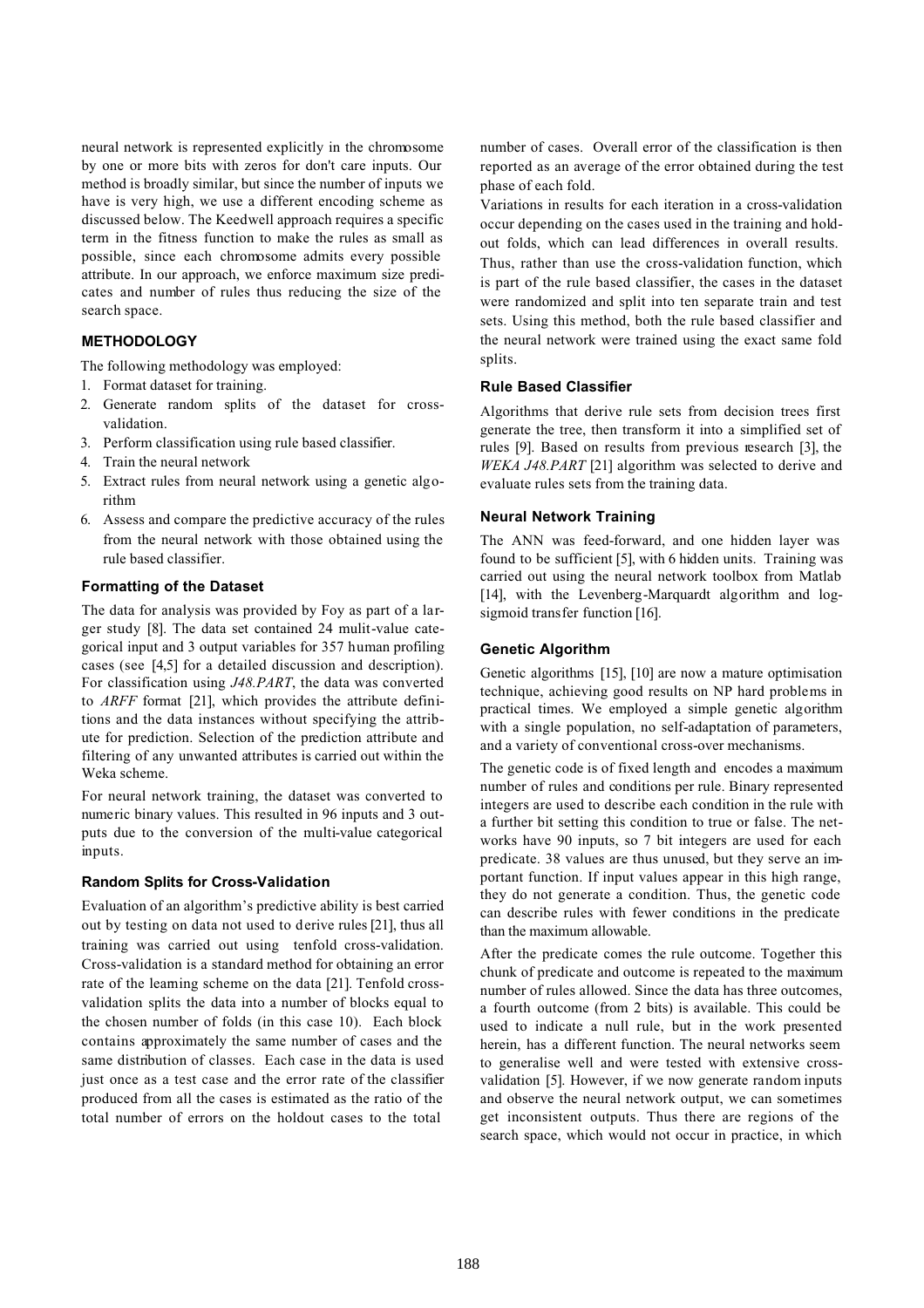neural network is represented explicitly in the chromosome by one or more bits with zeros for don't care inputs. Our method is broadly similar, but since the number of inputs we have is very high, we use a different encoding scheme as discussed below. The Keedwell approach requires a specific term in the fitness function to make the rules as small as possible, since each chromosome admits every possible attribute. In our approach, we enforce maximum size predicates and number of rules thus reducing the size of the search space.

## METHODOLOGY

The following methodology was employed:

1. Format dataset for training.
2. Generate random splits of the dataset for cross-validation.
3. Perform classification using rule based classifier.
4. Train the neural network
5. Extract rules from neural network using a genetic algorithm
6. Assess and compare the predictive accuracy of the rules from the neural network with those obtained using the rule based classifier.

### Formatting of the Dataset

The data for analysis was provided by Foy as part of a larger study [8]. The data set contained 24 mulit-value categorical input and 3 output variables for 357 human profiling cases (see [4,5] for a detailed discussion and description). For classification using *J48.PART*, the data was converted to *ARFF* format [21], which provides the attribute definitions and the data instances without specifying the attribute for prediction. Selection of the prediction attribute and filtering of any unwanted attributes is carried out within the Weka scheme.

For neural network training, the dataset was converted to numeric binary values. This resulted in 96 inputs and 3 outputs due to the conversion of the multi-value categorical inputs.

### Random Splits for Cross-Validation

Evaluation of an algorithm's predictive ability is best carried out by testing on data not used to derive rules [21], thus all training was carried out using tenfold cross-validation. Cross-validation is a standard method for obtaining an error rate of the learning scheme on the data [21]. Tenfold cross-validation splits the data into a number of blocks equal to the chosen number of folds (in this case 10). Each block contains approximately the same number of cases and the same distribution of classes. Each case in the data is used just once as a test case and the error rate of the classifier produced from all the cases is estimated as the ratio of the total number of errors on the holdout cases to the total number of cases. Overall error of the classification is then reported as an average of the error obtained during the test phase of each fold.

Variations in results for each iteration in a cross-validation occur depending on the cases used in the training and hold-out folds, which can lead differences in overall results. Thus, rather than use the cross-validation function, which is part of the rule based classifier, the cases in the dataset were randomized and split into ten separate train and test sets. Using this method, both the rule based classifier and the neural network were trained using the exact same fold splits.

### Rule Based Classifier

Algorithms that derive rule sets from decision trees first generate the tree, then transform it into a simplified set of rules [9]. Based on results from previous research [3], the *WEKA J48.PART* [21] algorithm was selected to derive and evaluate rules sets from the training data.

### Neural Network Training

The ANN was feed-forward, and one hidden layer was found to be sufficient [5], with 6 hidden units. Training was carried out using the neural network toolbox from Matlab [14], with the Levenberg-Marquardt algorithm and log-sigmoid transfer function [16].

### Genetic Algorithm

Genetic algorithms [15], [10] are now a mature optimisation technique, achieving good results on NP hard problems in practical times. We employed a simple genetic algorithm with a single population, no self-adaptation of parameters, and a variety of conventional cross-over mechanisms.

The genetic code is of fixed length and encodes a maximum number of rules and conditions per rule. Binary represented integers are used to describe each condition in the rule with a further bit setting this condition to true or false. The networks have 90 inputs, so 7 bit integers are used for each predicate. 38 values are thus unused, but they serve an important function. If input values appear in this high range, they do not generate a condition. Thus, the genetic code can describe rules with fewer conditions in the predicate than the maximum allowable.

After the predicate comes the rule outcome. Together this chunk of predicate and outcome is repeated to the maximum number of rules allowed. Since the data has three outcomes, a fourth outcome (from 2 bits) is available. This could be used to indicate a null rule, but in the work presented herein, has a different function. The neural networks seem to generalise well and were tested with extensive cross-validation [5]. However, if we now generate random inputs and observe the neural network output, we can sometimes get inconsistent outputs. Thus there are regions of the search space, which would not occur in practice, in which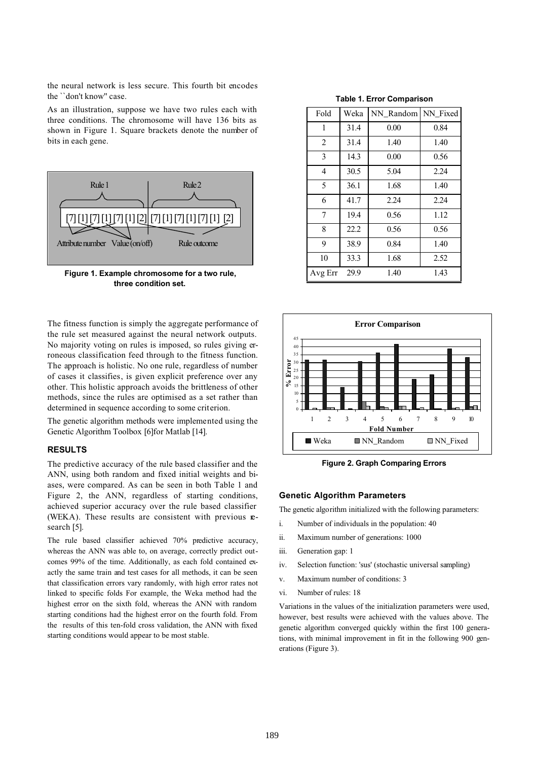the neural network is less secure. This fourth bit encodes the ``don't know" case.

As an illustration, suppose we have two rules each with three conditions. The chromosome will have 136 bits as shown in Figure 1. Square brackets denote the number of bits in each gene.

**Figure 1. Example chromosome for a two rule, three condition set.**

The fitness function is simply the aggregate performance of the rule set measured against the neural network outputs. No majority voting on rules is imposed, so rules giving erroneous classification feed through to the fitness function. The approach is holistic. No one rule, regardless of number of cases it classifies, is given explicit preference over any other. This holistic approach avoids the brittleness of other methods, since the rules are optimised as a set rather than determined in sequence according to some criterion.

The genetic algorithm methods were implemented using the Genetic Algorithm Toolbox [6]for Matlab [14].

## RESULTS

The predictive accuracy of the rule based classifier and the ANN, using both random and fixed initial weights and biases, were compared. As can be seen in both Table 1 and Figure 2, the ANN, regardless of starting conditions, achieved superior accuracy over the rule based classifier (WEKA). These results are consistent with previous research [5].

The rule based classifier achieved 70% predictive accuracy, whereas the ANN was able to, on average, correctly predict outcomes 99% of the time. Additionally, as each fold contained exactly the same train and test cases for all methods, it can be seen that classification errors vary randomly, with high error rates not linked to specific folds For example, the Weka method had the highest error on the sixth fold, whereas the ANN with random starting conditions had the highest error on the fourth fold. From the results of this ten-fold cross validation, the ANN with fixed starting conditions would appear to be most stable.

**Table 1. Error Comparison**

| Fold | Weka | NN_Random | NN_Fixed |
|---|---|---|---|
| 1 | 31.4 | 0.00 | 0.84 |
| 2 | 31.4 | 1.40 | 1.40 |
| 3 | 14.3 | 0.00 | 0.56 |
| 4 | 30.5 | 5.04 | 2.24 |
| 5 | 36.1 | 1.68 | 1.40 |
| 6 | 41.7 | 2.24 | 2.24 |
| 7 | 19.4 | 0.56 | 1.12 |
| 8 | 22.2 | 0.56 | 0.56 |
| 9 | 38.9 | 0.84 | 1.40 |
| 10 | 33.3 | 1.68 | 2.52 |
| Avg Err | 29.9 | 1.40 | 1.43 |

**Figure 2. Graph Comparing Errors**

### Genetic Algorithm Parameters

The genetic algorithm initialized with the following parameters:

i. Number of individuals in the population: 40

ii. Maximum number of generations: 1000

iii. Generation gap: 1

iv. Selection function: 'sus' (stochastic universal sampling)

v. Maximum number of conditions: 3

vi. Number of rules: 18

Variations in the values of the initialization parameters were used, however, best results were achieved with the values above. The genetic algorithm converged quickly within the first 100 generations, with minimal improvement in fit in the following 900 generations (Figure 3).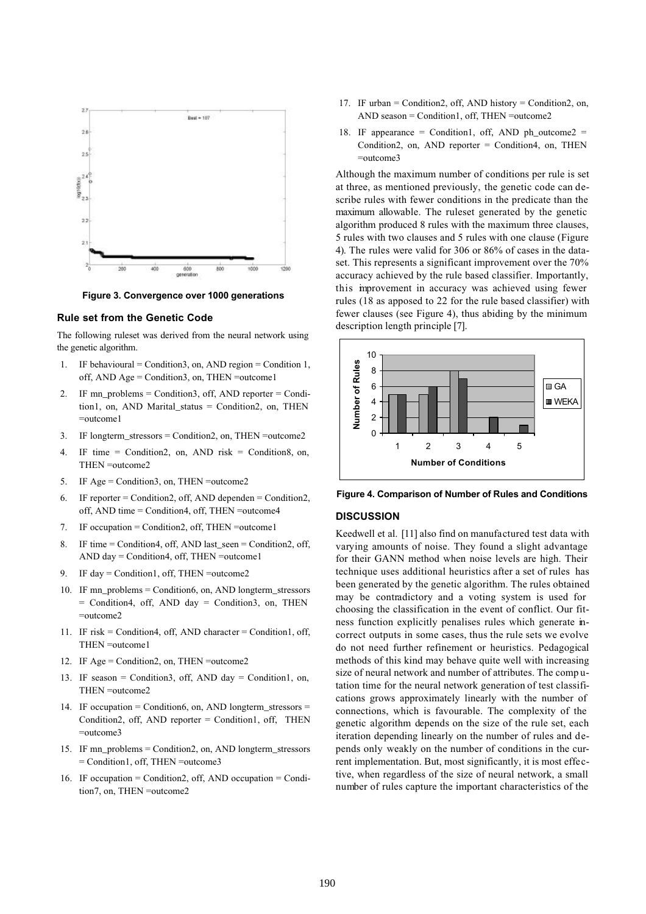Figure 3. Convergence over 1000 generations

### Rule set from the Genetic Code

The following ruleset was derived from the neural network using the genetic algorithm.

1. IF behavioural = Condition3, on, AND region = Condition 1, off, AND Age = Condition3, on, THEN =outcome1
2. IF mn_problems = Condition3, off, AND reporter = Condition1, on, AND Marital_status = Condition2, on, THEN =outcome1
3. IF longterm_stressors = Condition2, on, THEN =outcome2
4. IF time = Condition2, on, AND risk = Condition8, on, THEN =outcome2
5. IF Age = Condition3, on, THEN =outcome2
6. IF reporter = Condition2, off, AND dependen = Condition2, off, AND time = Condition4, off, THEN =outcome4
7. IF occupation = Condition2, off, THEN =outcome1
8. IF time = Condition4, off, AND last_seen = Condition2, off, AND day = Condition4, off, THEN =outcome1
9. IF day = Condition1, off, THEN =outcome2
10. IF mn_problems = Condition6, on, AND longterm_stressors = Condition4, off, AND day = Condition3, on, THEN =outcome2
11. IF risk = Condition4, off, AND character = Condition1, off, THEN =outcome1
12. IF Age = Condition2, on, THEN =outcome2
13. IF season = Condition3, off, AND day = Condition1, on, THEN =outcome2
14. IF occupation = Condition6, on, AND longterm_stressors = Condition2, off, AND reporter = Condition1, off, THEN =outcome3
15. IF mn_problems = Condition2, on, AND longterm_stressors = Condition1, off, THEN =outcome3
16. IF occupation = Condition2, off, AND occupation = Condition7, on, THEN =outcome2
17. IF urban = Condition2, off, AND history = Condition2, on, AND season = Condition1, off, THEN =outcome2
18. IF appearance = Condition1, off, AND ph_outcome2 = Condition2, on, AND reporter = Condition4, on, THEN =outcome3

Although the maximum number of conditions per rule is set at three, as mentioned previously, the genetic code can describe rules with fewer conditions in the predicate than the maximum allowable. The ruleset generated by the genetic algorithm produced 8 rules with the maximum three clauses, 5 rules with two clauses and 5 rules with one clause (Figure 4). The rules were valid for 306 or 86% of cases in the dataset. This represents a significant improvement over the 70% accuracy achieved by the rule based classifier. Importantly, this improvement in accuracy was achieved using fewer rules (18 as apposed to 22 for the rule based classifier) with fewer clauses (see Figure 4), thus abiding by the minimum description length principle [7].

Figure 4. Comparison of Number of Rules and Conditions

### DISCUSSION

Keedwell et al. [11] also find on manufactured test data with varying amounts of noise. They found a slight advantage for their GANN method when noise levels are high. Their technique uses additional heuristics after a set of rules has been generated by the genetic algorithm. The rules obtained may be contradictory and a voting system is used for choosing the classification in the event of conflict. Our fitness function explicitly penalises rules which generate incorrect outputs in some cases, thus the rule sets we evolve do not need further refinement or heuristics. Pedagogical methods of this kind may behave quite well with increasing size of neural network and number of attributes. The computation time for the neural network generation of test classifications grows approximately linearly with the number of connections, which is favourable. The complexity of the genetic algorithm depends on the size of the rule set, each iteration depending linearly on the number of rules and depends only weakly on the number of conditions in the current implementation. But, most significantly, it is most effective, when regardless of the size of neural network, a small number of rules capture the important characteristics of the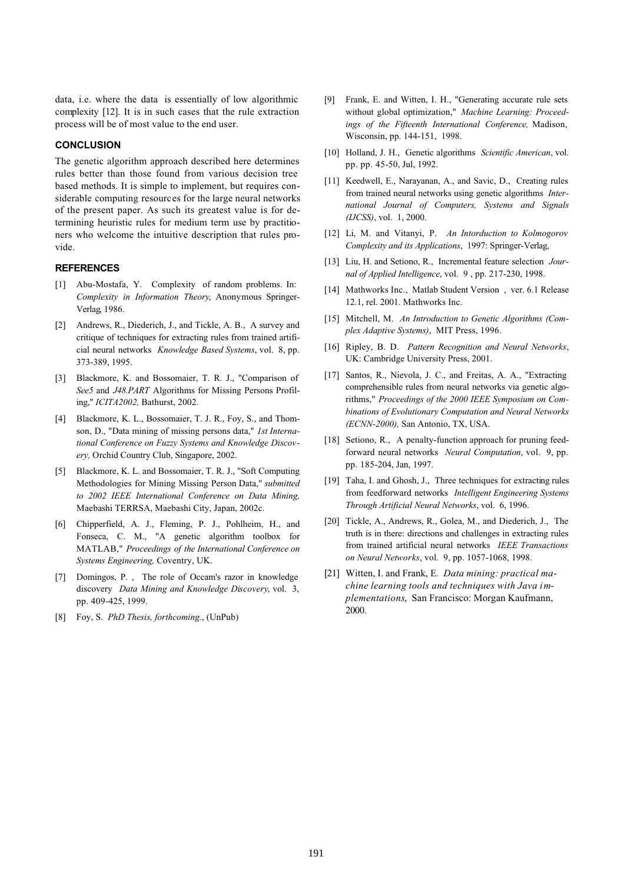data, i.e. where the data is essentially of low algorithmic complexity [12]. It is in such cases that the rule extraction process will be of most value to the end user.

## CONCLUSION

The genetic algorithm approach described here determines rules better than those found from various decision tree based methods. It is simple to implement, but requires considerable computing resources for the large neural networks of the present paper. As such its greatest value is for determining heuristic rules for medium term use by practitioners who welcome the intuitive description that rules provide.

## REFERENCES

[1] Abu-Mostafa, Y. Complexity of random problems. In: *Complexity in Information Theory*, Anonymous Springer-Verlag, 1986.

[2] Andrews, R., Diederich, J., and Tickle, A. B., A survey and critique of techniques for extracting rules from trained artificial neural networks *Knowledge Based Systems*, vol. 8, pp. 373-389, 1995.

[3] Blackmore, K. and Bossomaier, T. R. J., "Comparison of *See5* and *J48.PART* Algorithms for Missing Persons Profiling," *ICITA2002,* Bathurst, 2002.

[4] Blackmore, K. L., Bossomaier, T. J. R., Foy, S., and Thomson, D., "Data mining of missing persons data," *1st International Conference on Fuzzy Systems and Knowledge Discovery,* Orchid Country Club, Singapore, 2002.

[5] Blackmore, K. L. and Bossomaier, T. R. J., "Soft Computing Methodologies for Mining Missing Person Data," *submitted to 2002 IEEE International Conference on Data Mining,* Maebashi TERRSA, Maebashi City, Japan, 2002c.

[6] Chipperfield, A. J., Fleming, P. J., Pohlheim, H., and Fonseca, C. M., "A genetic algorithm toolbox for MATLAB," *Proceedings of the International Conference on Systems Engineering,* Coventry, UK.

[7] Domingos, P. , The role of Occam's razor in knowledge discovery *Data Mining and Knowledge Discovery*, vol. 3, pp. 409-425, 1999.

[8] Foy, S. *PhD Thesis, forthcoming.*, (UnPub)

[9] Frank, E. and Witten, I. H., "Generating accurate rule sets without global optimization," *Machine Learning: Proceedings of the Fifteenth International Conference,* Madison, Wisconsin, pp. 144-151, 1998.

[10] Holland, J. H., Genetic algorithms *Scientific American*, vol. pp. pp. 45-50, Jul, 1992.

[11] Keedwell, E., Narayanan, A., and Savic, D., Creating rules from trained neural networks using genetic algorithms *International Journal of Computers, Systems and Signals (IJCSS)*, vol. 1, 2000.

[12] Li, M. and Vitanyi, P. *An Intorduction to Kolmogorov Complexity and its Applications*, 1997: Springer-Verlag,

[13] Liu, H. and Setiono, R., Incremental feature selection *Journal of Applied Intelligence*, vol. 9 , pp. 217-230, 1998.

[14] Mathworks Inc., Matlab Student Version , ver. 6.1 Release 12.1, rel. 2001. Mathworks Inc.

[15] Mitchell, M. *An Introduction to Genetic Algorithms (Complex Adaptive Systems)*, MIT Press, 1996.

[16] Ripley, B. D. *Pattern Recognition and Neural Networks*, UK: Cambridge University Press, 2001.

[17] Santos, R., Nievola, J. C., and Freitas, A. A., "Extracting comprehensible rules from neural networks via genetic algorithms," *Proceedings of the 2000 IEEE Symposium on Combinations of Evolutionary Computation and Neural Networks (ECNN-2000),* San Antonio, TX, USA.

[18] Setiono, R., A penalty-function approach for pruning feedforward neural networks *Neural Computation*, vol. 9, pp. pp. 185-204, Jan, 1997.

[19] Taha, I. and Ghosh, J., Three techniques for extracting rules from feedforward networks *Intelligent Engineering Systems Through Artificial Neural Networks*, vol. 6, 1996.

[20] Tickle, A., Andrews, R., Golea, M., and Diederich, J., The truth is in there: directions and challenges in extracting rules from trained artificial neural networks *IEEE Transactions on Neural Networks*, vol. 9, pp. 1057-1068, 1998.

[21] Witten, I. and Frank, E. *Data mining: practical machine learning tools and techniques with Java implementations*, San Francisco: Morgan Kaufmann, 2000.